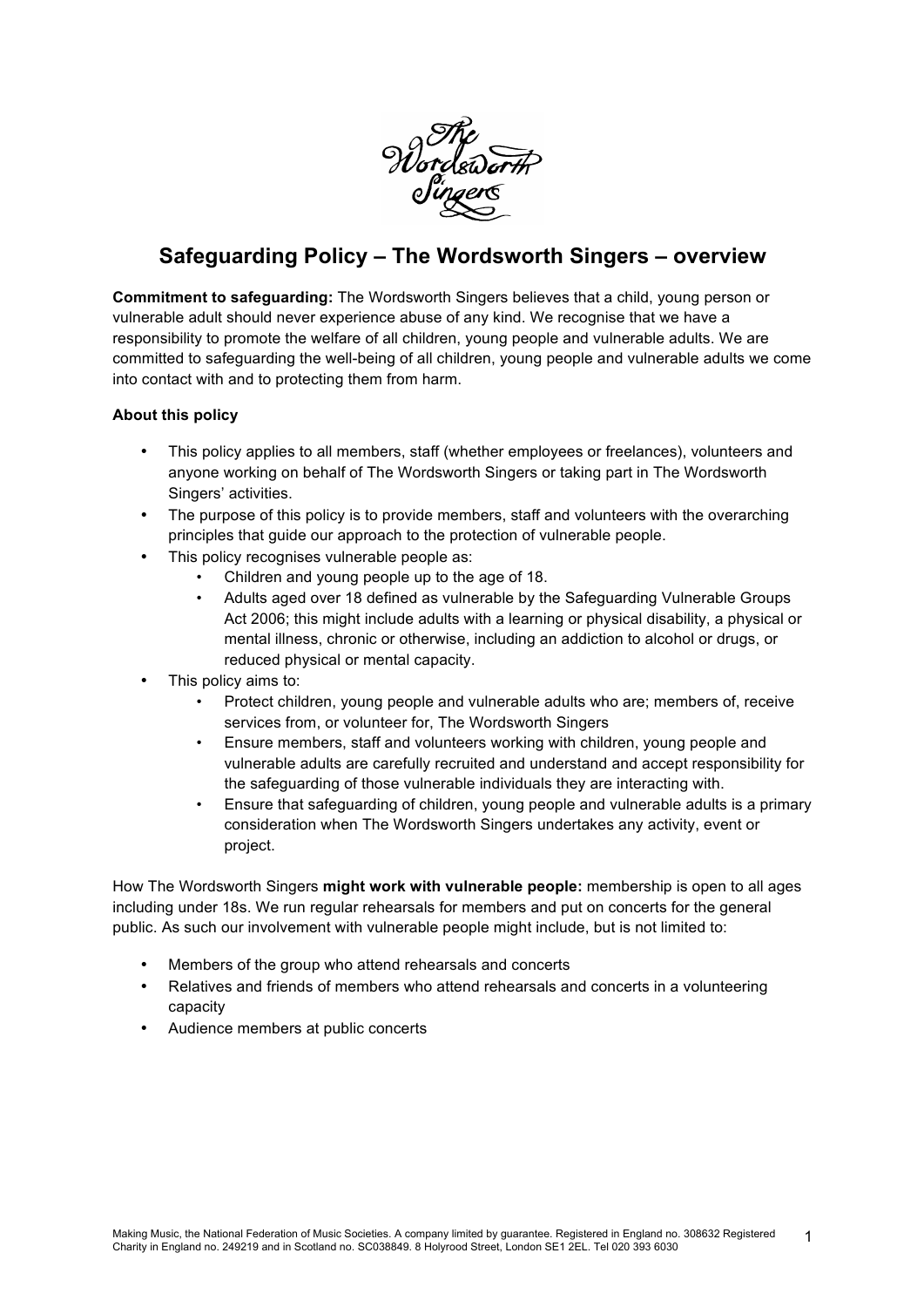# Safeguarding Policy – The Wordsworth Singers – overview

**Commitment to safeguarding:** The Wordsworth Singers believes that a child, young person or vulnerable adult should never experience abuse of any kind. We recognise that we have a responsibility to promote the welfare of all children, young people and vulnerable adults. We are committed to safeguarding the well-being of all children, young people and vulnerable adults we come into contact with and to protecting them from harm.

**About this policy**

- This policy applies to all members, staff (whether employees or freelances), volunteers and anyone working on behalf of The Wordsworth Singers or taking part in The Wordsworth Singers' activities.
- The purpose of this policy is to provide members, staff and volunteers with the overarching principles that guide our approach to the protection of vulnerable people.
- This policy recognises vulnerable people as:
  - Children and young people up to the age of 18.
  - Adults aged over 18 defined as vulnerable by the Safeguarding Vulnerable Groups Act 2006; this might include adults with a learning or physical disability, a physical or mental illness, chronic or otherwise, including an addiction to alcohol or drugs, or reduced physical or mental capacity.
- This policy aims to:
  - Protect children, young people and vulnerable adults who are; members of, receive services from, or volunteer for, The Wordsworth Singers
  - Ensure members, staff and volunteers working with children, young people and vulnerable adults are carefully recruited and understand and accept responsibility for the safeguarding of those vulnerable individuals they are interacting with.
  - Ensure that safeguarding of children, young people and vulnerable adults is a primary consideration when The Wordsworth Singers undertakes any activity, event or project.

How The Wordsworth Singers **might work with vulnerable people:** membership is open to all ages including under 18s. We run regular rehearsals for members and put on concerts for the general public. As such our involvement with vulnerable people might include, but is not limited to:

- Members of the group who attend rehearsals and concerts
- Relatives and friends of members who attend rehearsals and concerts in a volunteering capacity
- Audience members at public concerts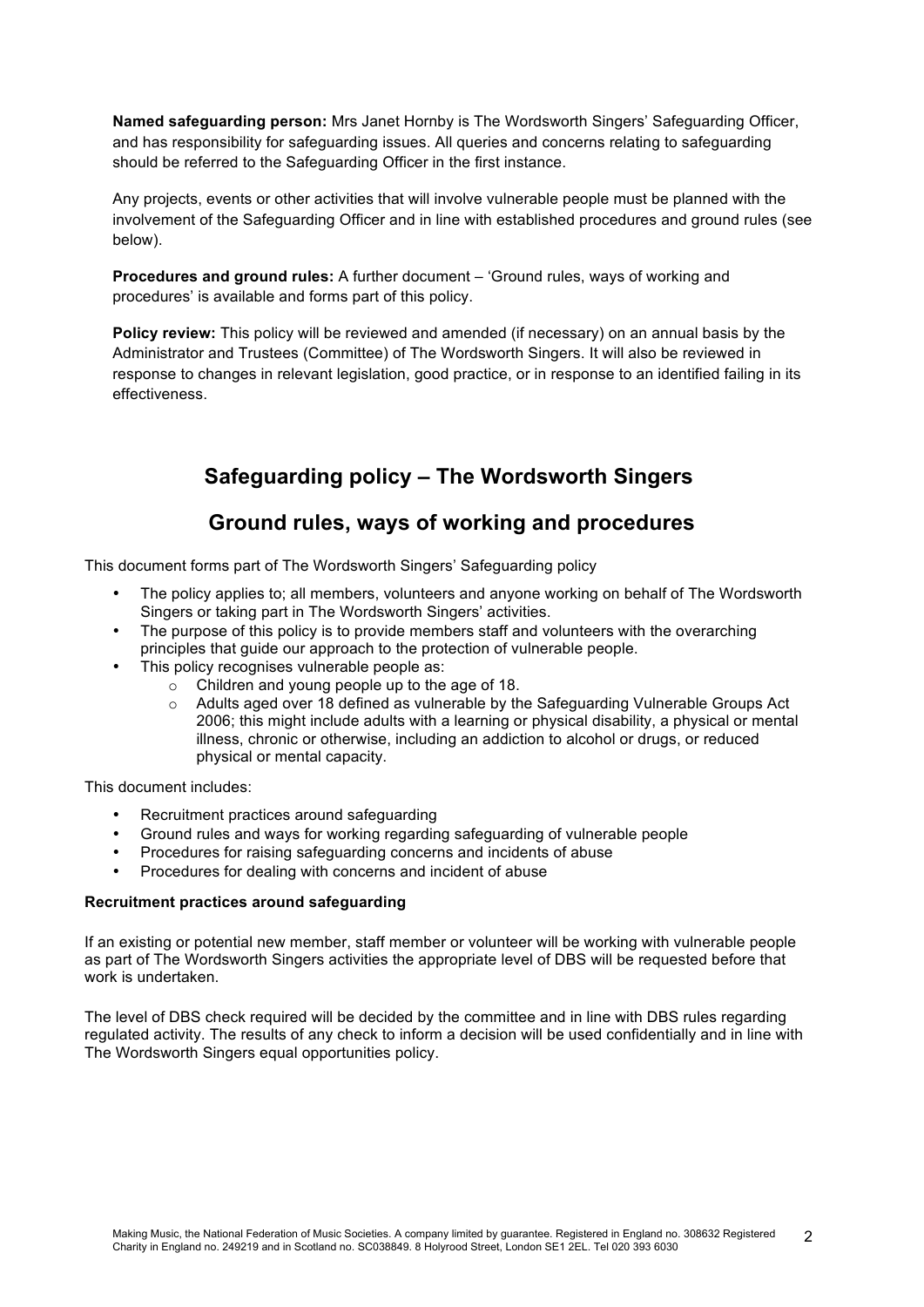**Named safeguarding person:** Mrs Janet Hornby is The Wordsworth Singers' Safeguarding Officer, and has responsibility for safeguarding issues. All queries and concerns relating to safeguarding should be referred to the Safeguarding Officer in the first instance.

Any projects, events or other activities that will involve vulnerable people must be planned with the involvement of the Safeguarding Officer and in line with established procedures and ground rules (see below).

**Procedures and ground rules:** A further document – 'Ground rules, ways of working and procedures' is available and forms part of this policy.

**Policy review:** This policy will be reviewed and amended (if necessary) on an annual basis by the Administrator and Trustees (Committee) of The Wordsworth Singers. It will also be reviewed in response to changes in relevant legislation, good practice, or in response to an identified failing in its effectiveness.

## Safeguarding policy – The Wordsworth Singers

## Ground rules, ways of working and procedures

This document forms part of The Wordsworth Singers' Safeguarding policy

- The policy applies to; all members, volunteers and anyone working on behalf of The Wordsworth Singers or taking part in The Wordsworth Singers' activities.
- The purpose of this policy is to provide members staff and volunteers with the overarching principles that guide our approach to the protection of vulnerable people.
- This policy recognises vulnerable people as:
  - Children and young people up to the age of 18.
  - Adults aged over 18 defined as vulnerable by the Safeguarding Vulnerable Groups Act 2006; this might include adults with a learning or physical disability, a physical or mental illness, chronic or otherwise, including an addiction to alcohol or drugs, or reduced physical or mental capacity.

This document includes:

- Recruitment practices around safeguarding
- Ground rules and ways for working regarding safeguarding of vulnerable people
- Procedures for raising safeguarding concerns and incidents of abuse
- Procedures for dealing with concerns and incident of abuse

**Recruitment practices around safeguarding**

If an existing or potential new member, staff member or volunteer will be working with vulnerable people as part of The Wordsworth Singers activities the appropriate level of DBS will be requested before that work is undertaken.

The level of DBS check required will be decided by the committee and in line with DBS rules regarding regulated activity. The results of any check to inform a decision will be used confidentially and in line with The Wordsworth Singers equal opportunities policy.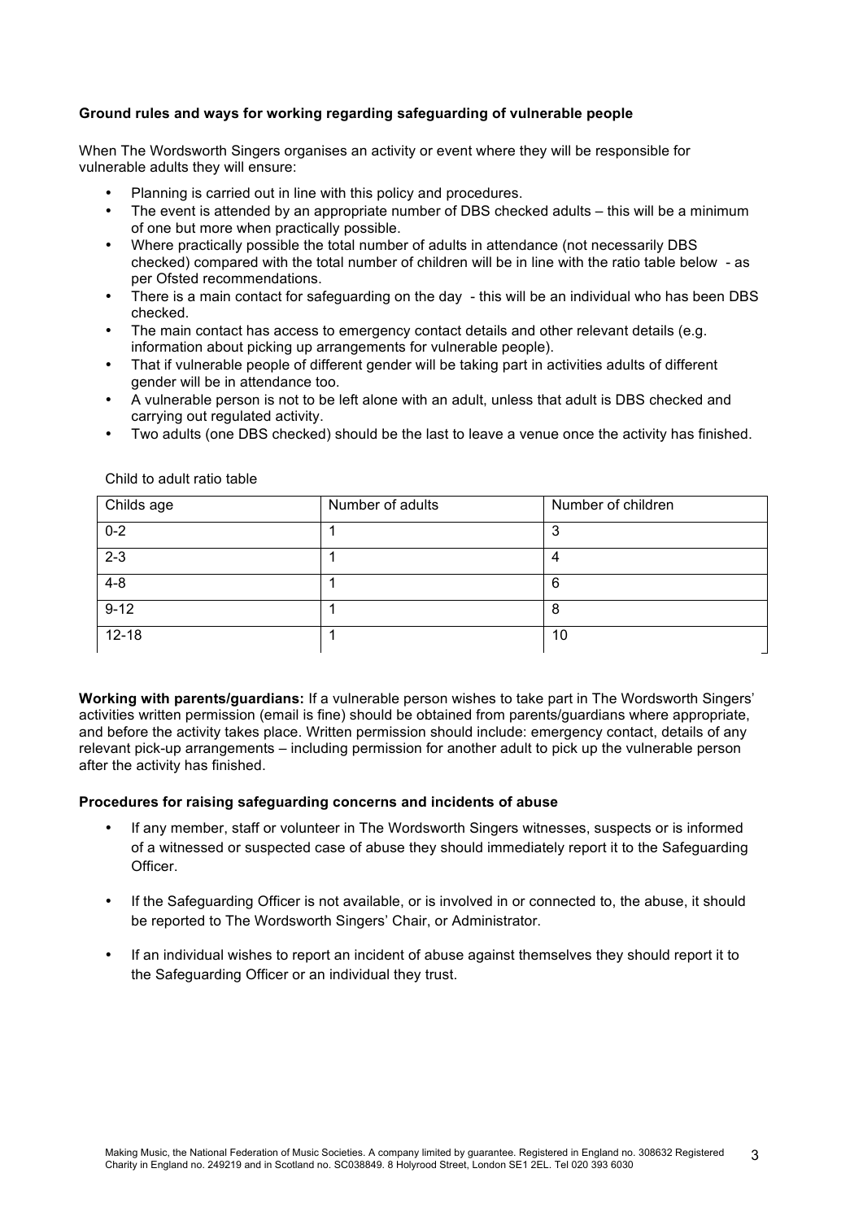**Ground rules and ways for working regarding safeguarding of vulnerable people**

When The Wordsworth Singers organises an activity or event where they will be responsible for vulnerable adults they will ensure:

- Planning is carried out in line with this policy and procedures.
- The event is attended by an appropriate number of DBS checked adults – this will be a minimum of one but more when practically possible.
- Where practically possible the total number of adults in attendance (not necessarily DBS checked) compared with the total number of children will be in line with the ratio table below - as per Ofsted recommendations.
- There is a main contact for safeguarding on the day - this will be an individual who has been DBS checked.
- The main contact has access to emergency contact details and other relevant details (e.g. information about picking up arrangements for vulnerable people).
- That if vulnerable people of different gender will be taking part in activities adults of different gender will be in attendance too.
- A vulnerable person is not to be left alone with an adult, unless that adult is DBS checked and carrying out regulated activity.
- Two adults (one DBS checked) should be the last to leave a venue once the activity has finished.

Child to adult ratio table

| Childs age | Number of adults | Number of children |
|---|---|---|
| 0-2 | 1 | 3 |
| 2-3 | 1 | 4 |
| 4-8 | 1 | 6 |
| 9-12 | 1 | 8 |
| 12-18 | 1 | 10 |

**Working with parents/guardians:** If a vulnerable person wishes to take part in The Wordsworth Singers' activities written permission (email is fine) should be obtained from parents/guardians where appropriate, and before the activity takes place. Written permission should include: emergency contact, details of any relevant pick-up arrangements – including permission for another adult to pick up the vulnerable person after the activity has finished.

**Procedures for raising safeguarding concerns and incidents of abuse**

- If any member, staff or volunteer in The Wordsworth Singers witnesses, suspects or is informed of a witnessed or suspected case of abuse they should immediately report it to the Safeguarding Officer.

- If the Safeguarding Officer is not available, or is involved in or connected to, the abuse, it should be reported to The Wordsworth Singers' Chair, or Administrator.

- If an individual wishes to report an incident of abuse against themselves they should report it to the Safeguarding Officer or an individual they trust.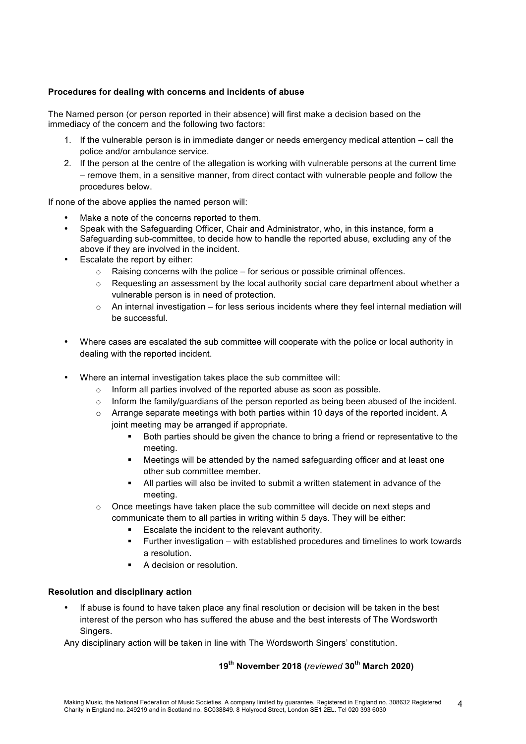**Procedures for dealing with concerns and incidents of abuse**

The Named person (or person reported in their absence) will first make a decision based on the immediacy of the concern and the following two factors:

1. If the vulnerable person is in immediate danger or needs emergency medical attention – call the police and/or ambulance service.
2. If the person at the centre of the allegation is working with vulnerable persons at the current time – remove them, in a sensitive manner, from direct contact with vulnerable people and follow the procedures below.

If none of the above applies the named person will:

- Make a note of the concerns reported to them.
- Speak with the Safeguarding Officer, Chair and Administrator, who, in this instance, form a Safeguarding sub-committee, to decide how to handle the reported abuse, excluding any of the above if they are involved in the incident.
- Escalate the report by either:
  - Raising concerns with the police – for serious or possible criminal offences.
  - Requesting an assessment by the local authority social care department about whether a vulnerable person is in need of protection.
  - An internal investigation – for less serious incidents where they feel internal mediation will be successful.

- Where cases are escalated the sub committee will cooperate with the police or local authority in dealing with the reported incident.

- Where an internal investigation takes place the sub committee will:
  - Inform all parties involved of the reported abuse as soon as possible.
  - Inform the family/guardians of the person reported as being been abused of the incident.
  - Arrange separate meetings with both parties within 10 days of the reported incident. A joint meeting may be arranged if appropriate.
    - Both parties should be given the chance to bring a friend or representative to the meeting.
    - Meetings will be attended by the named safeguarding officer and at least one other sub committee member.
    - All parties will also be invited to submit a written statement in advance of the meeting.
  - Once meetings have taken place the sub committee will decide on next steps and communicate them to all parties in writing within 5 days. They will be either:
    - Escalate the incident to the relevant authority.
    - Further investigation – with established procedures and timelines to work towards a resolution.
    - A decision or resolution.

**Resolution and disciplinary action**

- If abuse is found to have taken place any final resolution or decision will be taken in the best interest of the person who has suffered the abuse and the best interests of The Wordsworth Singers.

Any disciplinary action will be taken in line with The Wordsworth Singers' constitution.

**19th November 2018 (*reviewed* 30th March 2020)**

Making Music, the National Federation of Music Societies. A company limited by guarantee. Registered in England no. 308632 Registered Charity in England no. 249219 and in Scotland no. SC038849. 8 Holyrood Street, London SE1 2EL. Tel 020 393 6030